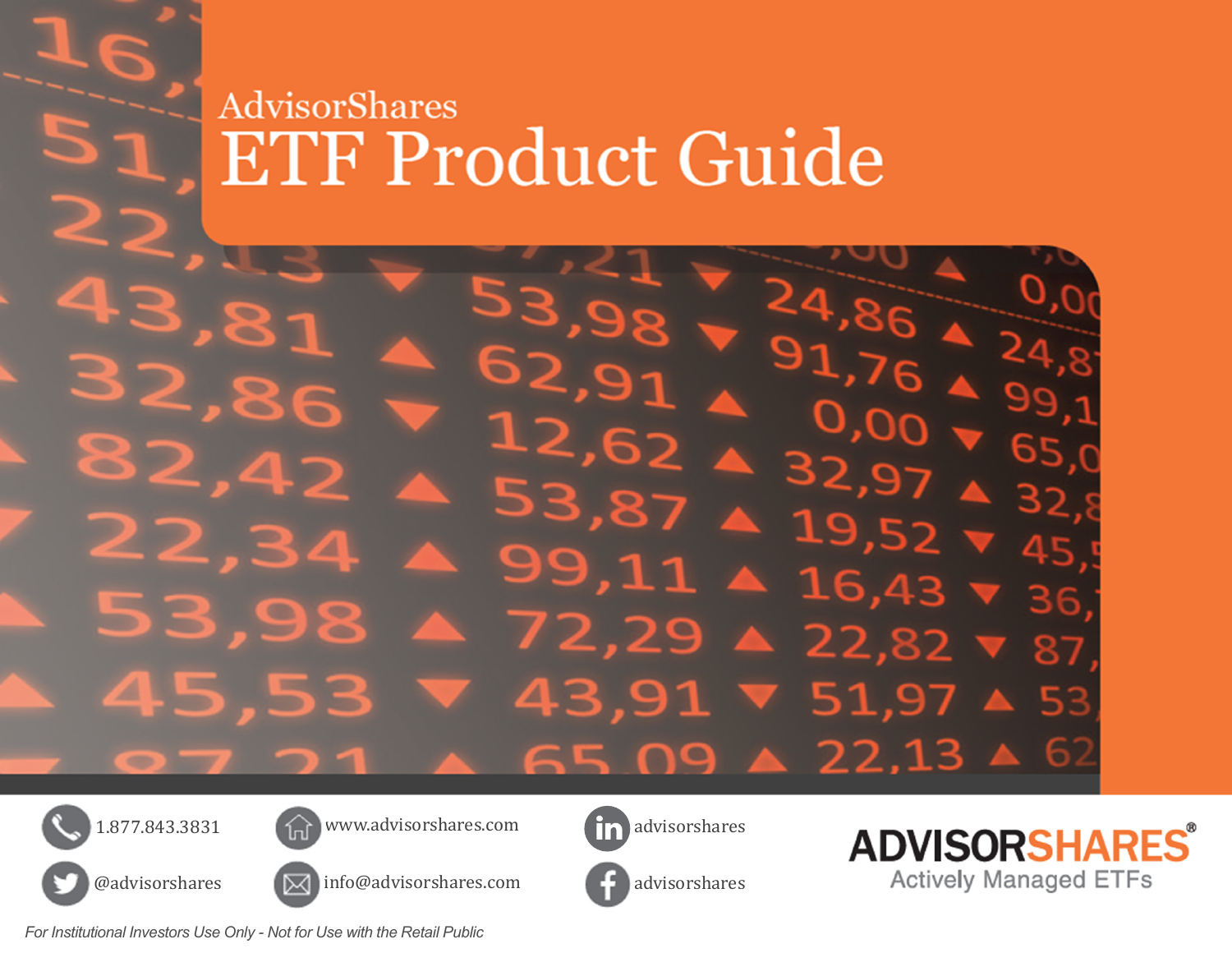AdvisorShares

# ETF Product Guide

1.877.843.3831

@advisorshares

www.advisorshares.com

info@advisorshares.com

advisorshares

advisorshares

ADVISORSHARES®
Actively Managed ETFs

*For Institutional Investors Use Only - Not for Use with the Retail Public*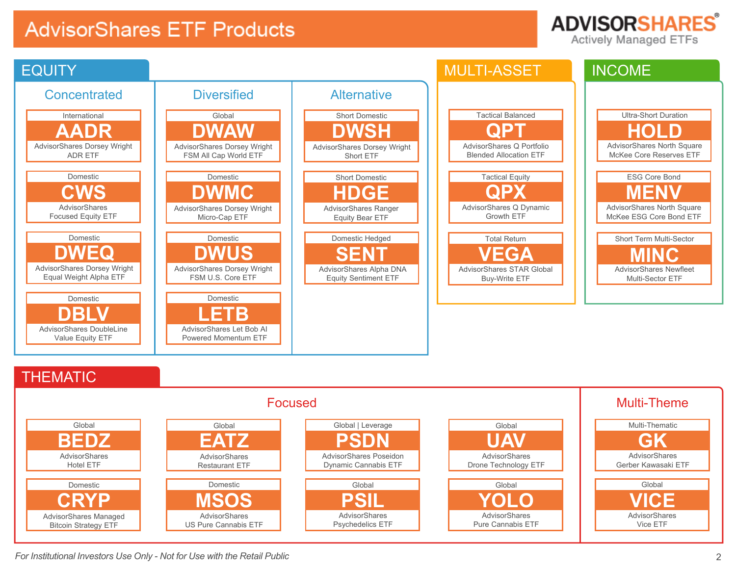# AdvisorShares ETF Products

**ADVISORSHARES** Actively Managed ETFs

## EQUITY

### Concentrated

- International — **AADR** — AdvisorShares Dorsey Wright ADR ETF
- Domestic — **CWS** — AdvisorShares Focused Equity ETF
- Domestic — **DWEQ** — AdvisorShares Dorsey Wright Equal Weight Alpha ETF
- Domestic — **DBLV** — AdvisorShares DoubleLine Value Equity ETF

### Diversified

- Global — **DWAW** — AdvisorShares Dorsey Wright FSM All Cap World ETF
- Domestic — **DWMC** — AdvisorShares Dorsey Wright Micro-Cap ETF
- Domestic — **DWUS** — AdvisorShares Dorsey Wright FSM U.S. Core ETF
- Domestic — **LETB** — AdvisorShares Let Bob AI Powered Momentum ETF

### Alternative

- Short Domestic — **DWSH** — AdvisorShares Dorsey Wright Short ETF
- Short Domestic — **HDGE** — AdvisorShares Ranger Equity Bear ETF
- Domestic Hedged — **SENT** — AdvisorShares Alpha DNA Equity Sentiment ETF

## MULTI-ASSET

- Tactical Balanced — **QPT** — AdvisorShares Q Portfolio Blended Allocation ETF
- Tactical Equity — **QPX** — AdvisorShares Q Dynamic Growth ETF
- Total Return — **VEGA** — AdvisorShares STAR Global Buy-Write ETF

## INCOME

- Ultra-Short Duration — **HOLD** — AdvisorShares North Square McKee Core Reserves ETF
- ESG Core Bond — **MENV** — AdvisorShares North Square McKee ESG Core Bond ETF
- Short Term Multi-Sector — **MINC** — AdvisorShares Newfleet Multi-Sector ETF

## THEMATIC

### Focused

- Global — **BEDZ** — AdvisorShares Hotel ETF
- Domestic — **CRYP** — AdvisorShares Managed Bitcoin Strategy ETF
- Global — **EATZ** — AdvisorShares Restaurant ETF
- Domestic — **MSOS** — AdvisorShares US Pure Cannabis ETF
- Global | Leverage — **PSDN** — AdvisorShares Poseidon Dynamic Cannabis ETF
- Global — **PSIL** — AdvisorShares Psychedelics ETF
- Global — **UAV** — AdvisorShares Drone Technology ETF
- Global — **YOLO** — AdvisorShares Pure Cannabis ETF

### Multi-Theme

- Multi-Thematic — **GK** — AdvisorShares Gerber Kawasaki ETF
- Global — **VICE** — AdvisorShares Vice ETF

*For Institutional Investors Use Only - Not for Use with the Retail Public*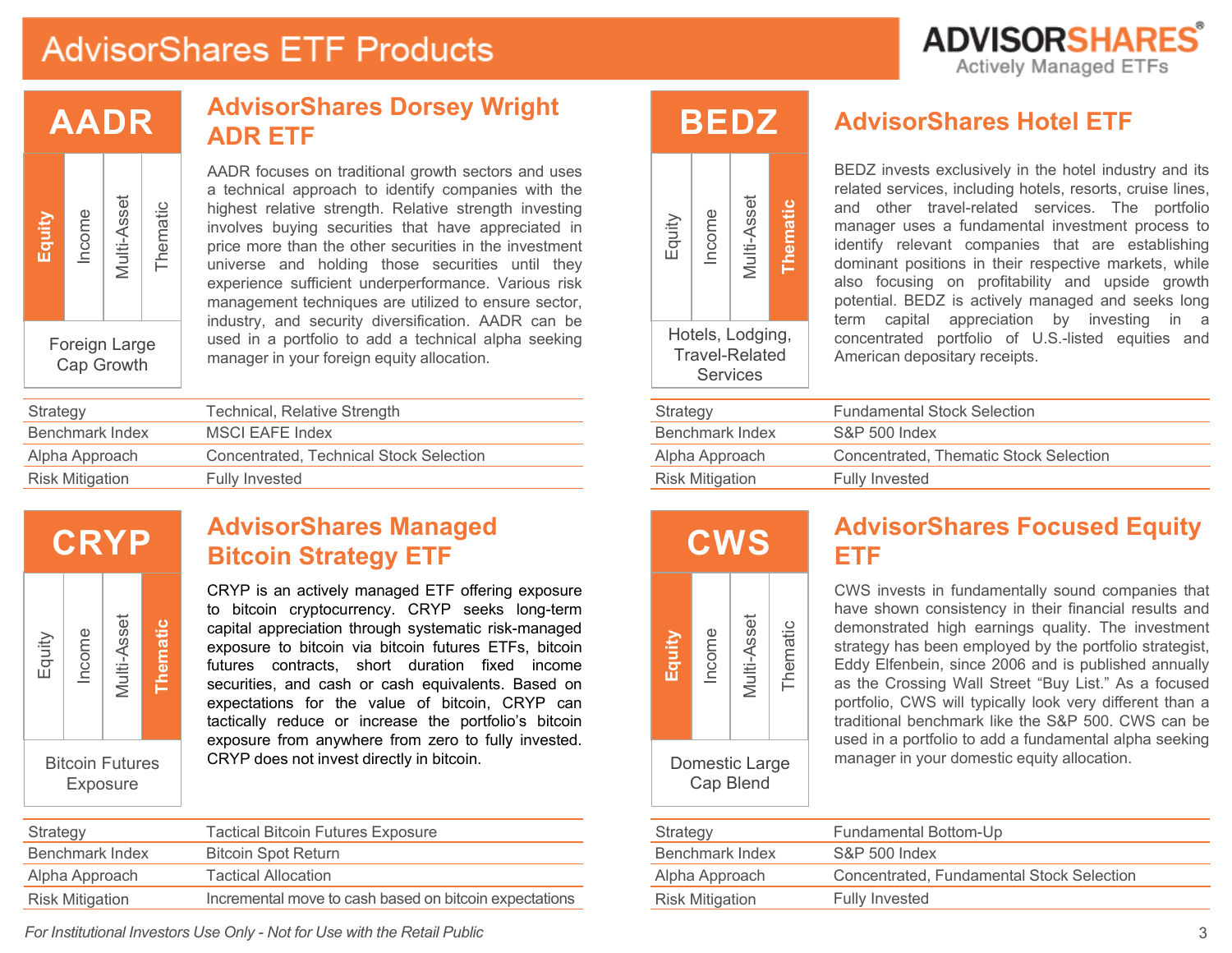# AdvisorShares ETF Products

## AADR

**Equity** | Income | Multi-Asset | Thematic

Foreign Large Cap Growth

### AdvisorShares Dorsey Wright ADR ETF

AADR focuses on traditional growth sectors and uses a technical approach to identify companies with the highest relative strength. Relative strength investing involves buying securities that have appreciated in price more than the other securities in the investment universe and holding those securities until they experience sufficient underperformance. Various risk management techniques are utilized to ensure sector, industry, and security diversification. AADR can be used in a portfolio to add a technical alpha seeking manager in your foreign equity allocation.

| | |
|---|---|
| Strategy | Technical, Relative Strength |
| Benchmark Index | MSCI EAFE Index |
| Alpha Approach | Concentrated, Technical Stock Selection |
| Risk Mitigation | Fully Invested |

## BEDZ

Equity | Income | Multi-Asset | **Thematic**

Hotels, Lodging, Travel-Related Services

### AdvisorShares Hotel ETF

BEDZ invests exclusively in the hotel industry and its related services, including hotels, resorts, cruise lines, and other travel-related services. The portfolio manager uses a fundamental investment process to identify relevant companies that are establishing dominant positions in their respective markets, while also focusing on profitability and upside growth potential. BEDZ is actively managed and seeks long term capital appreciation by investing in a concentrated portfolio of U.S.-listed equities and American depositary receipts.

| | |
|---|---|
| Strategy | Fundamental Stock Selection |
| Benchmark Index | S&P 500 Index |
| Alpha Approach | Concentrated, Thematic Stock Selection |
| Risk Mitigation | Fully Invested |

## CRYP

Equity | Income | Multi-Asset | **Thematic**

Bitcoin Futures Exposure

### AdvisorShares Managed Bitcoin Strategy ETF

CRYP is an actively managed ETF offering exposure to bitcoin cryptocurrency. CRYP seeks long-term capital appreciation through systematic risk-managed exposure to bitcoin via bitcoin futures ETFs, bitcoin futures contracts, short duration fixed income securities, and cash or cash equivalents. Based on expectations for the value of bitcoin, CRYP can tactically reduce or increase the portfolio's bitcoin exposure from anywhere from zero to fully invested. CRYP does not invest directly in bitcoin.

| | |
|---|---|
| Strategy | Tactical Bitcoin Futures Exposure |
| Benchmark Index | Bitcoin Spot Return |
| Alpha Approach | Tactical Allocation |
| Risk Mitigation | Incremental move to cash based on bitcoin expectations |

## CWS

**Equity** | Income | Multi-Asset | Thematic

Domestic Large Cap Blend

### AdvisorShares Focused Equity ETF

CWS invests in fundamentally sound companies that have shown consistency in their financial results and demonstrated high earnings quality. The investment strategy has been employed by the portfolio strategist, Eddy Elfenbein, since 2006 and is published annually as the Crossing Wall Street "Buy List." As a focused portfolio, CWS will typically look very different than a traditional benchmark like the S&P 500. CWS can be used in a portfolio to add a fundamental alpha seeking manager in your domestic equity allocation.

| | |
|---|---|
| Strategy | Fundamental Bottom-Up |
| Benchmark Index | S&P 500 Index |
| Alpha Approach | Concentrated, Fundamental Stock Selection |
| Risk Mitigation | Fully Invested |

*For Institutional Investors Use Only - Not for Use with the Retail Public*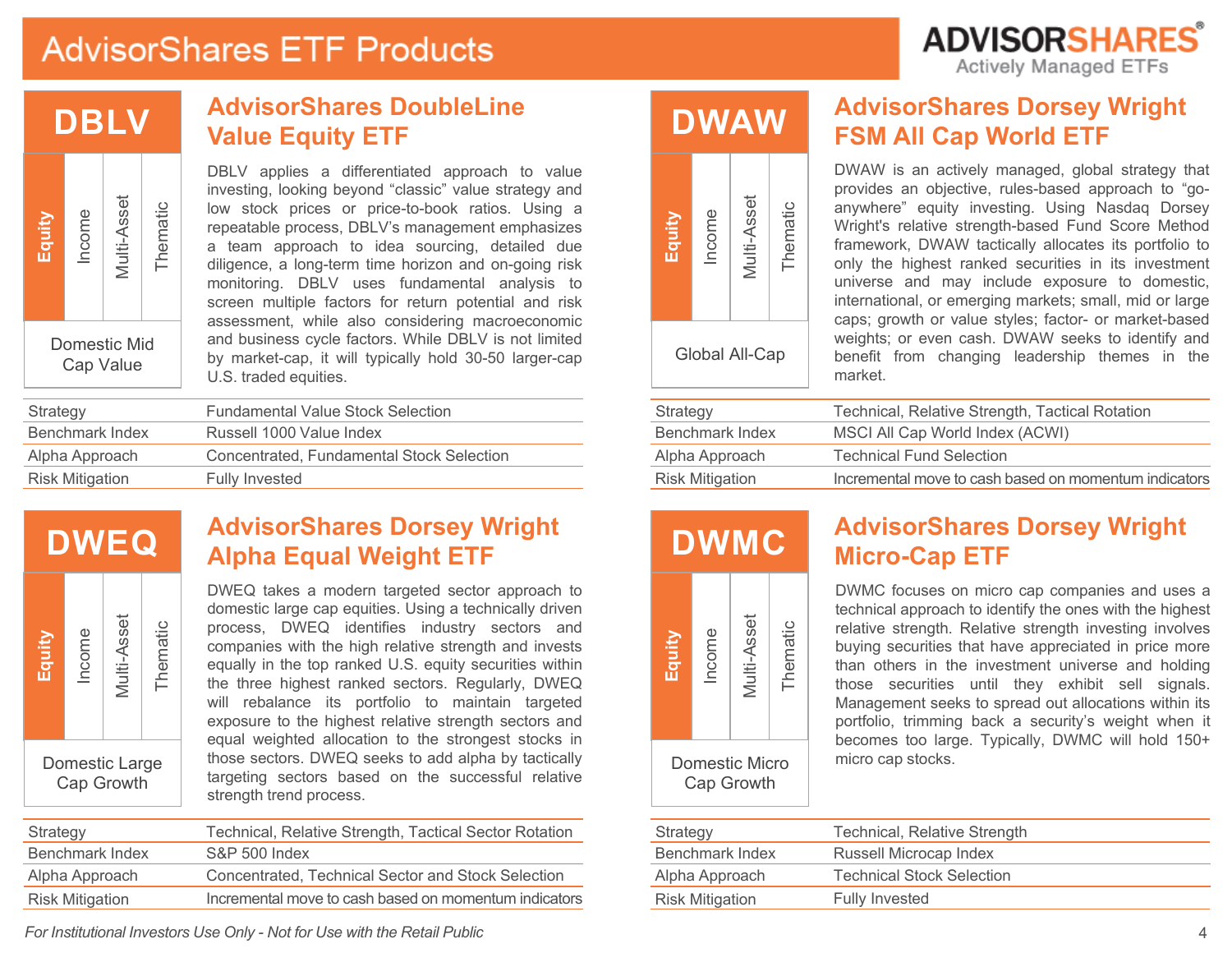# AdvisorShares ETF Products

## DBLV

Equity | Income | Multi-Asset | Thematic

Domestic Mid Cap Value

### AdvisorShares DoubleLine Value Equity ETF

DBLV applies a differentiated approach to value investing, looking beyond "classic" value strategy and low stock prices or price-to-book ratios. Using a repeatable process, DBLV's management emphasizes a team approach to idea sourcing, detailed due diligence, a long-term time horizon and on-going risk monitoring. DBLV uses fundamental analysis to screen multiple factors for return potential and risk assessment, while also considering macroeconomic and business cycle factors. While DBLV is not limited by market-cap, it will typically hold 30-50 larger-cap U.S. traded equities.

| | |
|---|---|
| Strategy | Fundamental Value Stock Selection |
| Benchmark Index | Russell 1000 Value Index |
| Alpha Approach | Concentrated, Fundamental Stock Selection |
| Risk Mitigation | Fully Invested |

## DWAW

Equity | Income | Multi-Asset | Thematic

Global All-Cap

### AdvisorShares Dorsey Wright FSM All Cap World ETF

DWAW is an actively managed, global strategy that provides an objective, rules-based approach to "go-anywhere" equity investing. Using Nasdaq Dorsey Wright's relative strength-based Fund Score Method framework, DWAW tactically allocates its portfolio to only the highest ranked securities in its investment universe and may include exposure to domestic, international, or emerging markets; small, mid or large caps; growth or value styles; factor- or market-based weights; or even cash. DWAW seeks to identify and benefit from changing leadership themes in the market.

| | |
|---|---|
| Strategy | Technical, Relative Strength, Tactical Rotation |
| Benchmark Index | MSCI All Cap World Index (ACWI) |
| Alpha Approach | Technical Fund Selection |
| Risk Mitigation | Incremental move to cash based on momentum indicators |

## DWEQ

Equity | Income | Multi-Asset | Thematic

Domestic Large Cap Growth

### AdvisorShares Dorsey Wright Alpha Equal Weight ETF

DWEQ takes a modern targeted sector approach to domestic large cap equities. Using a technically driven process, DWEQ identifies industry sectors and companies with the high relative strength and invests equally in the top ranked U.S. equity securities within the three highest ranked sectors. Regularly, DWEQ will rebalance its portfolio to maintain targeted exposure to the highest relative strength sectors and equal weighted allocation to the strongest stocks in those sectors. DWEQ seeks to add alpha by tactically targeting sectors based on the successful relative strength trend process.

| | |
|---|---|
| Strategy | Technical, Relative Strength, Tactical Sector Rotation |
| Benchmark Index | S&P 500 Index |
| Alpha Approach | Concentrated, Technical Sector and Stock Selection |
| Risk Mitigation | Incremental move to cash based on momentum indicators |

## DWMC

Equity | Income | Multi-Asset | Thematic

Domestic Micro Cap Growth

### AdvisorShares Dorsey Wright Micro-Cap ETF

DWMC focuses on micro cap companies and uses a technical approach to identify the ones with the highest relative strength. Relative strength investing involves buying securities that have appreciated in price more than others in the investment universe and holding those securities until they exhibit sell signals. Management seeks to spread out allocations within its portfolio, trimming back a security's weight when it becomes too large. Typically, DWMC will hold 150+ micro cap stocks.

| | |
|---|---|
| Strategy | Technical, Relative Strength |
| Benchmark Index | Russell Microcap Index |
| Alpha Approach | Technical Stock Selection |
| Risk Mitigation | Fully Invested |

*For Institutional Investors Use Only - Not for Use with the Retail Public*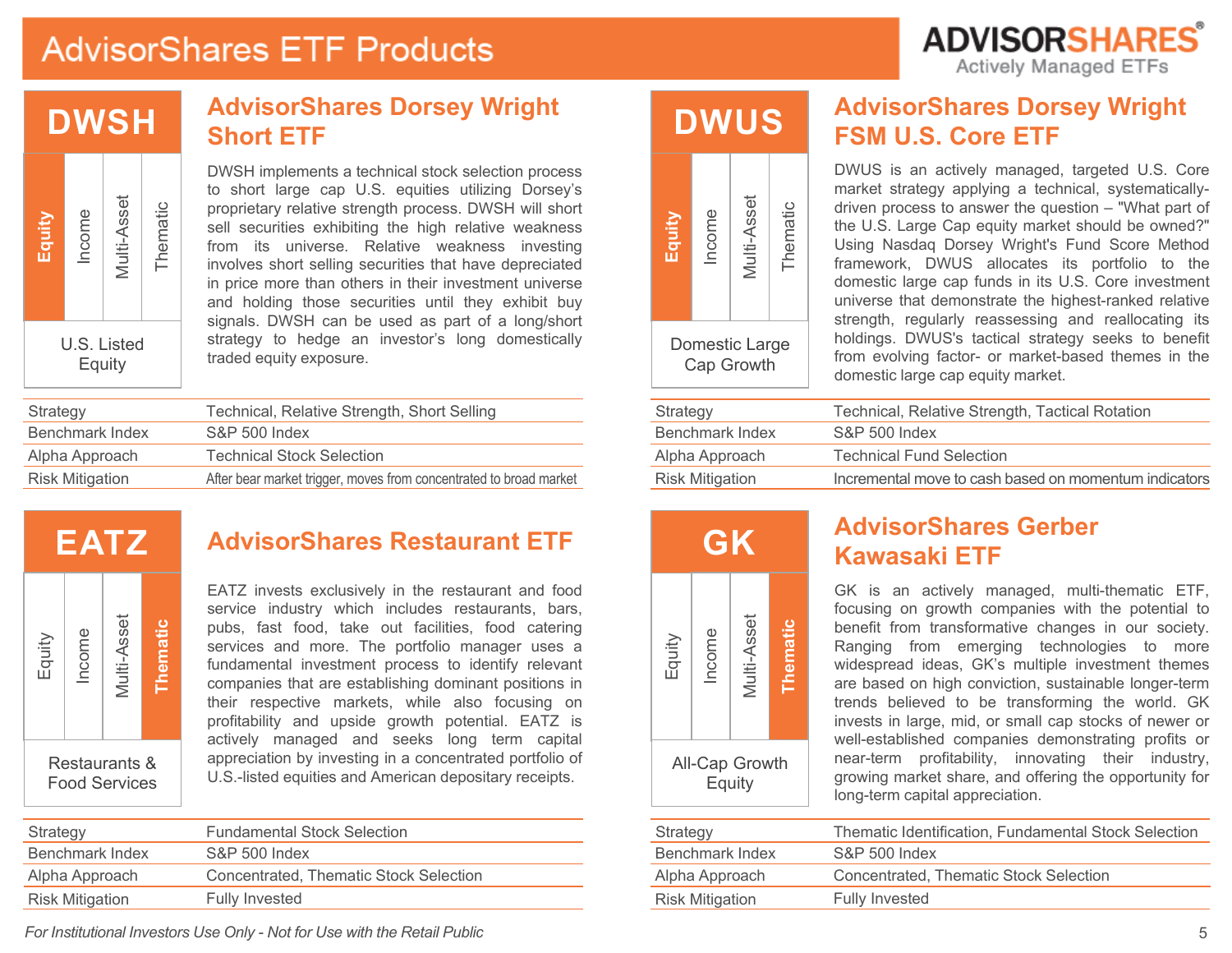# AdvisorShares ETF Products

ADVISORSHARES
Actively Managed ETFs

## DWSH

Equity | Income | Multi-Asset | Thematic

U.S. Listed Equity

### AdvisorShares Dorsey Wright Short ETF

DWSH implements a technical stock selection process to short large cap U.S. equities utilizing Dorsey's proprietary relative strength process. DWSH will short sell securities exhibiting the high relative weakness from its universe. Relative weakness investing involves short selling securities that have depreciated in price more than others in their investment universe and holding those securities until they exhibit buy signals. DWSH can be used as part of a long/short strategy to hedge an investor's long domestically traded equity exposure.

| | |
|---|---|
| Strategy | Technical, Relative Strength, Short Selling |
| Benchmark Index | S&P 500 Index |
| Alpha Approach | Technical Stock Selection |
| Risk Mitigation | After bear market trigger, moves from concentrated to broad market |

## DWUS

Equity | Income | Multi-Asset | Thematic

Domestic Large Cap Growth

### AdvisorShares Dorsey Wright FSM U.S. Core ETF

DWUS is an actively managed, targeted U.S. Core market strategy applying a technical, systematically-driven process to answer the question – "What part of the U.S. Large Cap equity market should be owned?" Using Nasdaq Dorsey Wright's Fund Score Method framework, DWUS allocates its portfolio to the domestic large cap funds in its U.S. Core investment universe that demonstrate the highest-ranked relative strength, regularly reassessing and reallocating its holdings. DWUS's tactical strategy seeks to benefit from evolving factor- or market-based themes in the domestic large cap equity market.

| | |
|---|---|
| Strategy | Technical, Relative Strength, Tactical Rotation |
| Benchmark Index | S&P 500 Index |
| Alpha Approach | Technical Fund Selection |
| Risk Mitigation | Incremental move to cash based on momentum indicators |

## EATZ

Equity | Income | Multi-Asset | Thematic

Restaurants & Food Services

### AdvisorShares Restaurant ETF

EATZ invests exclusively in the restaurant and food service industry which includes restaurants, bars, pubs, fast food, take out facilities, food catering services and more. The portfolio manager uses a fundamental investment process to identify relevant companies that are establishing dominant positions in their respective markets, while also focusing on profitability and upside growth potential. EATZ is actively managed and seeks long term capital appreciation by investing in a concentrated portfolio of U.S.-listed equities and American depositary receipts.

| | |
|---|---|
| Strategy | Fundamental Stock Selection |
| Benchmark Index | S&P 500 Index |
| Alpha Approach | Concentrated, Thematic Stock Selection |
| Risk Mitigation | Fully Invested |

## GK

Equity | Income | Multi-Asset | Thematic

All-Cap Growth Equity

### AdvisorShares Gerber Kawasaki ETF

GK is an actively managed, multi-thematic ETF, focusing on growth companies with the potential to benefit from transformative changes in our society. Ranging from emerging technologies to more widespread ideas, GK's multiple investment themes are based on high conviction, sustainable longer-term trends believed to be transforming the world. GK invests in large, mid, or small cap stocks of newer or well-established companies demonstrating profits or near-term profitability, innovating their industry, growing market share, and offering the opportunity for long-term capital appreciation.

| | |
|---|---|
| Strategy | Thematic Identification, Fundamental Stock Selection |
| Benchmark Index | S&P 500 Index |
| Alpha Approach | Concentrated, Thematic Stock Selection |
| Risk Mitigation | Fully Invested |

*For Institutional Investors Use Only - Not for Use with the Retail Public*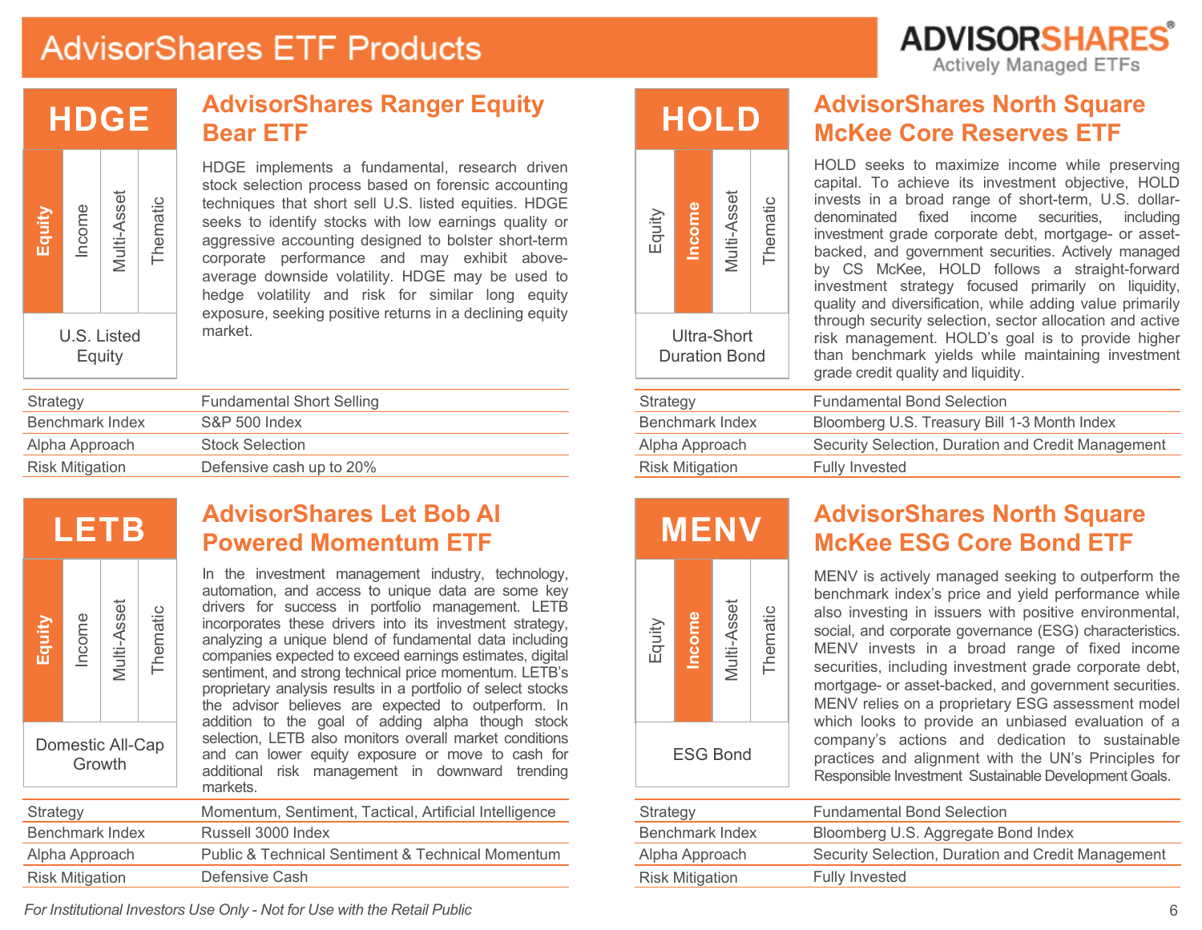# AdvisorShares ETF Products

## HDGE

**Equity** | Income | Multi-Asset | Thematic

U.S. Listed Equity

### AdvisorShares Ranger Equity Bear ETF

HDGE implements a fundamental, research driven stock selection process based on forensic accounting techniques that short sell U.S. listed equities. HDGE seeks to identify stocks with low earnings quality or aggressive accounting designed to bolster short-term corporate performance and may exhibit above-average downside volatility. HDGE may be used to hedge volatility and risk for similar long equity exposure, seeking positive returns in a declining equity market.

| | |
|---|---|
| Strategy | Fundamental Short Selling |
| Benchmark Index | S&P 500 Index |
| Alpha Approach | Stock Selection |
| Risk Mitigation | Defensive cash up to 20% |

## HOLD

Equity | **Income** | Multi-Asset | Thematic

Ultra-Short Duration Bond

### AdvisorShares North Square McKee Core Reserves ETF

HOLD seeks to maximize income while preserving capital. To achieve its investment objective, HOLD invests in a broad range of short-term, U.S. dollar-denominated fixed income securities, including investment grade corporate debt, mortgage- or asset-backed, and government securities. Actively managed by CS McKee, HOLD follows a straight-forward investment strategy focused primarily on liquidity, quality and diversification, while adding value primarily through security selection, sector allocation and active risk management. HOLD's goal is to provide higher than benchmark yields while maintaining investment grade credit quality and liquidity.

| | |
|---|---|
| Strategy | Fundamental Bond Selection |
| Benchmark Index | Bloomberg U.S. Treasury Bill 1-3 Month Index |
| Alpha Approach | Security Selection, Duration and Credit Management |
| Risk Mitigation | Fully Invested |

## LETB

**Equity** | Income | Multi-Asset | Thematic

Domestic All-Cap Growth

### AdvisorShares Let Bob AI Powered Momentum ETF

In the investment management industry, technology, automation, and access to unique data are some key drivers for success in portfolio management. LETB incorporates these drivers into its investment strategy, analyzing a unique blend of fundamental data including companies expected to exceed earnings estimates, digital sentiment, and strong technical price momentum. LETB's proprietary analysis results in a portfolio of select stocks the advisor believes are expected to outperform. In addition to the goal of adding alpha though stock selection, LETB also monitors overall market conditions and can lower equity exposure or move to cash for additional risk management in downward trending markets.

| | |
|---|---|
| Strategy | Momentum, Sentiment, Tactical, Artificial Intelligence |
| Benchmark Index | Russell 3000 Index |
| Alpha Approach | Public & Technical Sentiment & Technical Momentum |
| Risk Mitigation | Defensive Cash |

## MENV

Equity | **Income** | Multi-Asset | Thematic

ESG Bond

### AdvisorShares North Square McKee ESG Core Bond ETF

MENV is actively managed seeking to outperform the benchmark index's price and yield performance while also investing in issuers with positive environmental, social, and corporate governance (ESG) characteristics. MENV invests in a broad range of fixed income securities, including investment grade corporate debt, mortgage- or asset-backed, and government securities. MENV relies on a proprietary ESG assessment model which looks to provide an unbiased evaluation of a company's actions and dedication to sustainable practices and alignment with the UN's Principles for Responsible Investment Sustainable Development Goals.

| | |
|---|---|
| Strategy | Fundamental Bond Selection |
| Benchmark Index | Bloomberg U.S. Aggregate Bond Index |
| Alpha Approach | Security Selection, Duration and Credit Management |
| Risk Mitigation | Fully Invested |

*For Institutional Investors Use Only - Not for Use with the Retail Public*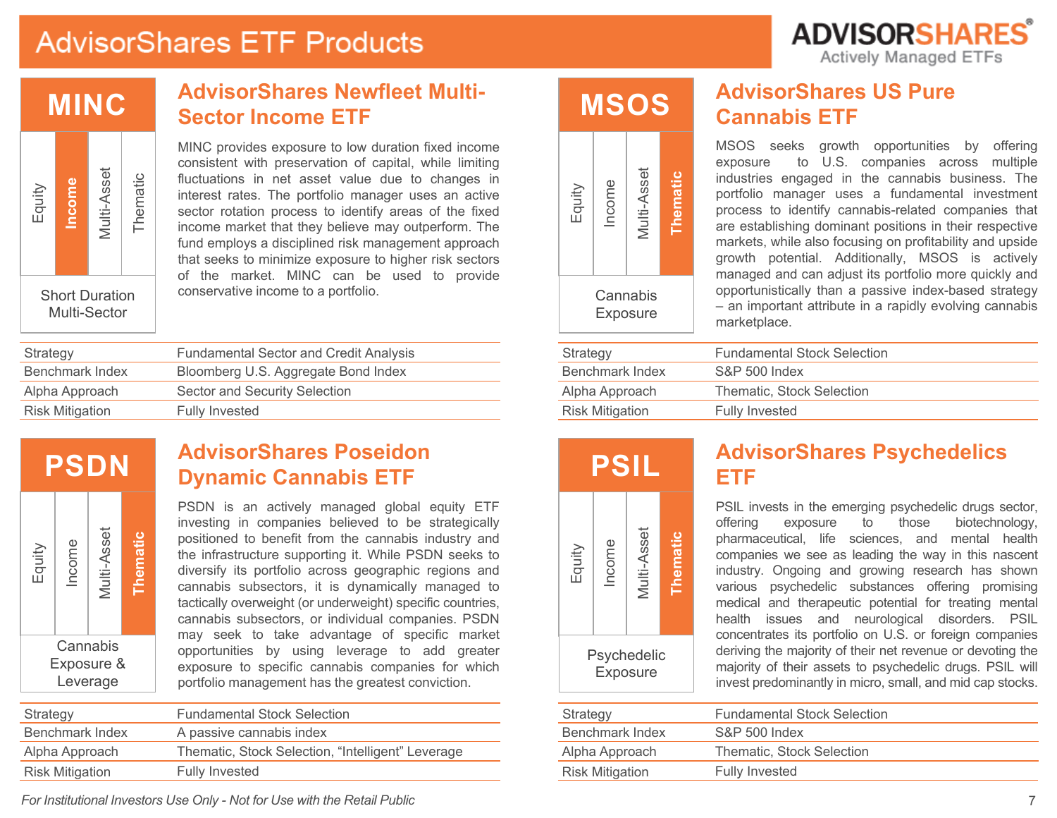# AdvisorShares ETF Products

## MINC

| Equity | **Income** | Multi-Asset | Thematic |
|---|---|---|---|

Short Duration Multi-Sector

### AdvisorShares Newfleet Multi-Sector Income ETF

MINC provides exposure to low duration fixed income consistent with preservation of capital, while limiting fluctuations in net asset value due to changes in interest rates. The portfolio manager uses an active sector rotation process to identify areas of the fixed income market that they believe may outperform. The fund employs a disciplined risk management approach that seeks to minimize exposure to higher risk sectors of the market. MINC can be used to provide conservative income to a portfolio.

| | |
|---|---|
| Strategy | Fundamental Sector and Credit Analysis |
| Benchmark Index | Bloomberg U.S. Aggregate Bond Index |
| Alpha Approach | Sector and Security Selection |
| Risk Mitigation | Fully Invested |

## MSOS

| Equity | Income | Multi-Asset | **Thematic** |
|---|---|---|---|

Cannabis Exposure

### AdvisorShares US Pure Cannabis ETF

MSOS seeks growth opportunities by offering exposure to U.S. companies across multiple industries engaged in the cannabis business. The portfolio manager uses a fundamental investment process to identify cannabis-related companies that are establishing dominant positions in their respective markets, while also focusing on profitability and upside growth potential. Additionally, MSOS is actively managed and can adjust its portfolio more quickly and opportunistically than a passive index-based strategy – an important attribute in a rapidly evolving cannabis marketplace.

| | |
|---|---|
| Strategy | Fundamental Stock Selection |
| Benchmark Index | S&P 500 Index |
| Alpha Approach | Thematic, Stock Selection |
| Risk Mitigation | Fully Invested |

## PSDN

| Equity | Income | Multi-Asset | **Thematic** |
|---|---|---|---|

Cannabis Exposure & Leverage

### AdvisorShares Poseidon Dynamic Cannabis ETF

PSDN is an actively managed global equity ETF investing in companies believed to be strategically positioned to benefit from the cannabis industry and the infrastructure supporting it. While PSDN seeks to diversify its portfolio across geographic regions and cannabis subsectors, it is dynamically managed to tactically overweight (or underweight) specific countries, cannabis subsectors, or individual companies. PSDN may seek to take advantage of specific market opportunities by using leverage to add greater exposure to specific cannabis companies for which portfolio management has the greatest conviction.

| | |
|---|---|
| Strategy | Fundamental Stock Selection |
| Benchmark Index | A passive cannabis index |
| Alpha Approach | Thematic, Stock Selection, “Intelligent” Leverage |
| Risk Mitigation | Fully Invested |

## PSIL

| Equity | Income | Multi-Asset | **Thematic** |
|---|---|---|---|

Psychedelic Exposure

### AdvisorShares Psychedelics ETF

PSIL invests in the emerging psychedelic drugs sector, offering exposure to those biotechnology, pharmaceutical, life sciences, and mental health companies we see as leading the way in this nascent industry. Ongoing and growing research has shown various psychedelic substances offering promising medical and therapeutic potential for treating mental health issues and neurological disorders. PSIL concentrates its portfolio on U.S. or foreign companies deriving the majority of their net revenue or devoting the majority of their assets to psychedelic drugs. PSIL will invest predominantly in micro, small, and mid cap stocks.

| | |
|---|---|
| Strategy | Fundamental Stock Selection |
| Benchmark Index | S&P 500 Index |
| Alpha Approach | Thematic, Stock Selection |
| Risk Mitigation | Fully Invested |

*For Institutional Investors Use Only - Not for Use with the Retail Public*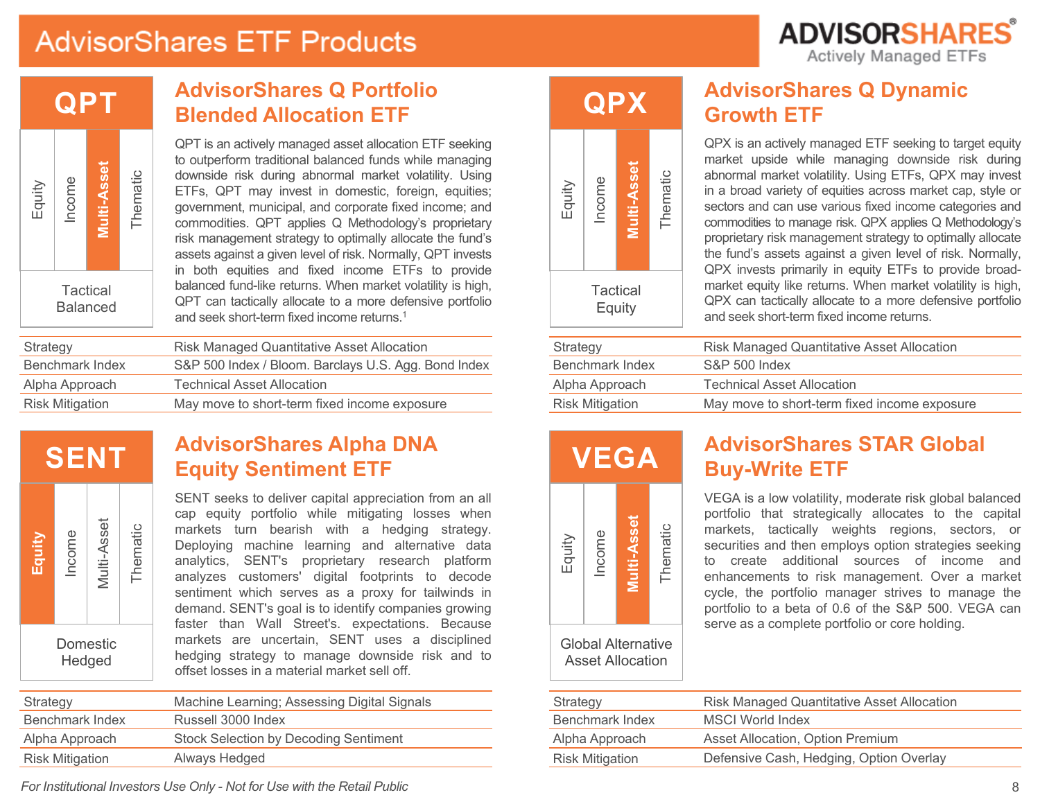# AdvisorShares ETF Products

**ADVISORSHARES®** Actively Managed ETFs

## QPT

| Equity | Income | **Multi-Asset** | Thematic |
|---|---|---|---|

Tactical Balanced

### AdvisorShares Q Portfolio Blended Allocation ETF

QPT is an actively managed asset allocation ETF seeking to outperform traditional balanced funds while managing downside risk during abnormal market volatility. Using ETFs, QPT may invest in domestic, foreign, equities; government, municipal, and corporate fixed income; and commodities. QPT applies Q Methodology's proprietary risk management strategy to optimally allocate the fund's assets against a given level of risk. Normally, QPT invests in both equities and fixed income ETFs to provide balanced fund-like returns. When market volatility is high, QPT can tactically allocate to a more defensive portfolio and seek short-term fixed income returns.[1]

| | |
|---|---|
| Strategy | Risk Managed Quantitative Asset Allocation |
| Benchmark Index | S&P 500 Index / Bloom. Barclays U.S. Agg. Bond Index |
| Alpha Approach | Technical Asset Allocation |
| Risk Mitigation | May move to short-term fixed income exposure |

## QPX

| Equity | Income | **Multi-Asset** | Thematic |
|---|---|---|---|

Tactical Equity

### AdvisorShares Q Dynamic Growth ETF

QPX is an actively managed ETF seeking to target equity market upside while managing downside risk during abnormal market volatility. Using ETFs, QPX may invest in a broad variety of equities across market cap, style or sectors and can use various fixed income categories and commodities to manage risk. QPX applies Q Methodology's proprietary risk management strategy to optimally allocate the fund's assets against a given level of risk. Normally, QPX invests primarily in equity ETFs to provide broad-market equity like returns. When market volatility is high, QPX can tactically allocate to a more defensive portfolio and seek short-term fixed income returns.

| | |
|---|---|
| Strategy | Risk Managed Quantitative Asset Allocation |
| Benchmark Index | S&P 500 Index |
| Alpha Approach | Technical Asset Allocation |
| Risk Mitigation | May move to short-term fixed income exposure |

## SENT

| **Equity** | Income | Multi-Asset | Thematic |
|---|---|---|---|

Domestic Hedged

### AdvisorShares Alpha DNA Equity Sentiment ETF

SENT seeks to deliver capital appreciation from an all cap equity portfolio while mitigating losses when markets turn bearish with a hedging strategy. Deploying machine learning and alternative data analytics, SENT's proprietary research platform analyzes customers' digital footprints to decode sentiment which serves as a proxy for tailwinds in demand. SENT's goal is to identify companies growing faster than Wall Street's. expectations. Because markets are uncertain, SENT uses a disciplined hedging strategy to manage downside risk and to offset losses in a material market sell off.

| | |
|---|---|
| Strategy | Machine Learning; Assessing Digital Signals |
| Benchmark Index | Russell 3000 Index |
| Alpha Approach | Stock Selection by Decoding Sentiment |
| Risk Mitigation | Always Hedged |

## VEGA

| Equity | Income | **Multi-Asset** | Thematic |
|---|---|---|---|

Global Alternative Asset Allocation

### AdvisorShares STAR Global Buy-Write ETF

VEGA is a low volatility, moderate risk global balanced portfolio that strategically allocates to the capital markets, tactically weights regions, sectors, or securities and then employs option strategies seeking to create additional sources of income and enhancements to risk management. Over a market cycle, the portfolio manager strives to manage the portfolio to a beta of 0.6 of the S&P 500. VEGA can serve as a complete portfolio or core holding.

| | |
|---|---|
| Strategy | Risk Managed Quantitative Asset Allocation |
| Benchmark Index | MSCI World Index |
| Alpha Approach | Asset Allocation, Option Premium |
| Risk Mitigation | Defensive Cash, Hedging, Option Overlay |

*For Institutional Investors Use Only - Not for Use with the Retail Public*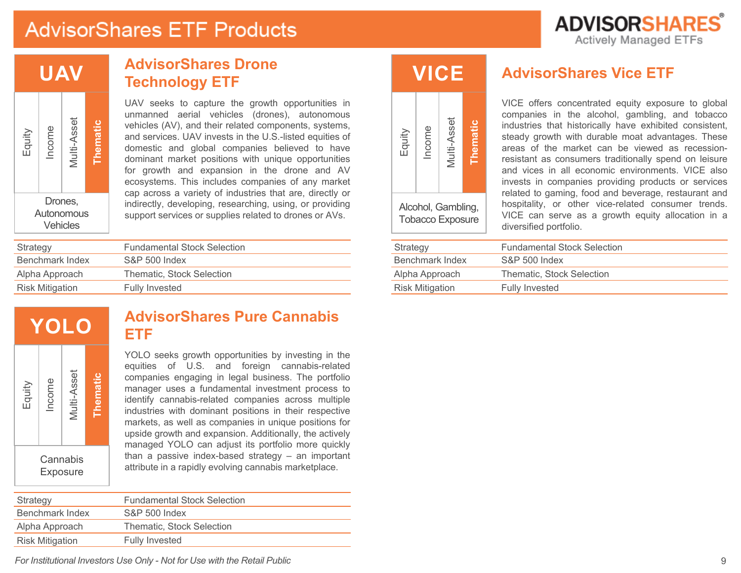# AdvisorShares ETF Products

ADVISORSHARES® Actively Managed ETFs

## UAV

Equity | Income | Multi-Asset | **Thematic**

Drones, Autonomous Vehicles

### AdvisorShares Drone Technology ETF

UAV seeks to capture the growth opportunities in unmanned aerial vehicles (drones), autonomous vehicles (AV), and their related components, systems, and services. UAV invests in the U.S.-listed equities of domestic and global companies believed to have dominant market positions with unique opportunities for growth and expansion in the drone and AV ecosystems. This includes companies of any market cap across a variety of industries that are, directly or indirectly, developing, researching, using, or providing support services or supplies related to drones or AVs.

| | |
|---|---|
| Strategy | Fundamental Stock Selection |
| Benchmark Index | S&P 500 Index |
| Alpha Approach | Thematic, Stock Selection |
| Risk Mitigation | Fully Invested |

## YOLO

Equity | Income | Multi-Asset | **Thematic**

Cannabis Exposure

### AdvisorShares Pure Cannabis ETF

YOLO seeks growth opportunities by investing in the equities of U.S. and foreign cannabis-related companies engaging in legal business. The portfolio manager uses a fundamental investment process to identify cannabis-related companies across multiple industries with dominant positions in their respective markets, as well as companies in unique positions for upside growth and expansion. Additionally, the actively managed YOLO can adjust its portfolio more quickly than a passive index-based strategy – an important attribute in a rapidly evolving cannabis marketplace.

| | |
|---|---|
| Strategy | Fundamental Stock Selection |
| Benchmark Index | S&P 500 Index |
| Alpha Approach | Thematic, Stock Selection |
| Risk Mitigation | Fully Invested |

## VICE

Equity | Income | Multi-Asset | **Thematic**

Alcohol, Gambling, Tobacco Exposure

### AdvisorShares Vice ETF

VICE offers concentrated equity exposure to global companies in the alcohol, gambling, and tobacco industries that historically have exhibited consistent, steady growth with durable moat advantages. These areas of the market can be viewed as recession-resistant as consumers traditionally spend on leisure and vices in all economic environments. VICE also invests in companies providing products or services related to gaming, food and beverage, restaurant and hospitality, or other vice-related consumer trends. VICE can serve as a growth equity allocation in a diversified portfolio.

| | |
|---|---|
| Strategy | Fundamental Stock Selection |
| Benchmark Index | S&P 500 Index |
| Alpha Approach | Thematic, Stock Selection |
| Risk Mitigation | Fully Invested |

*For Institutional Investors Use Only - Not for Use with the Retail Public*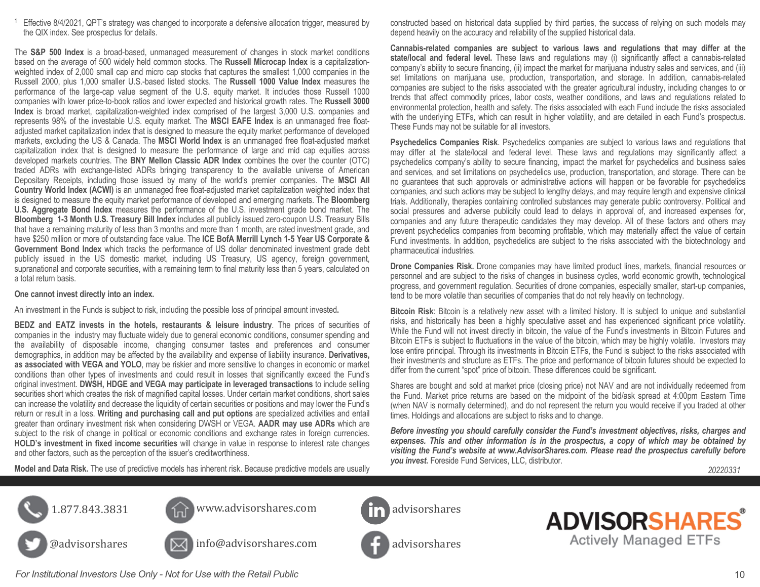[1] Effective 8/4/2021, QPT's strategy was changed to incorporate a defensive allocation trigger, measured by the QIX index. See prospectus for details.

The **S&P 500 Index** is a broad-based, unmanaged measurement of changes in stock market conditions based on the average of 500 widely held common stocks. The **Russell Microcap Index** is a capitalization-weighted index of 2,000 small cap and micro cap stocks that captures the smallest 1,000 companies in the Russell 2000, plus 1,000 smaller U.S.-based listed stocks. The **Russell 1000 Value Index** measures the performance of the large-cap value segment of the U.S. equity market. It includes those Russell 1000 companies with lower price-to-book ratios and lower expected and historical growth rates. The **Russell 3000 Index** is broad market, capitalization-weighted index comprised of the largest 3,000 U.S. companies and represents 98% of the investable U.S. equity market. The **MSCI EAFE Index** is an unmanaged free float-adjusted market capitalization index that is designed to measure the equity market performance of developed markets, excluding the US & Canada. The **MSCI World Index** is an unmanaged free float-adjusted market capitalization index that is designed to measure the performance of large and mid cap equities across developed markets countries. The **BNY Mellon Classic ADR Index** combines the over the counter (OTC) traded ADRs with exchange-listed ADRs bringing transparency to the available universe of American Depositary Receipts, including those issued by many of the world's premier companies. The **MSCI All Country World Index (ACWI)** is an unmanaged free float-adjusted market capitalization weighted index that is designed to measure the equity market performance of developed and emerging markets. The **Bloomberg U.S. Aggregate Bond Index** measures the performance of the U.S. investment grade bond market. The **Bloomberg 1-3 Month U.S. Treasury Bill Index** includes all publicly issued zero-coupon U.S. Treasury Bills that have a remaining maturity of less than 3 months and more than 1 month, are rated investment grade, and have $250 million or more of outstanding face value. The **ICE BofA Merrill Lynch 1-5 Year US Corporate & Government Bond Index** which tracks the performance of US dollar denominated investment grade debt publicly issued in the US domestic market, including US Treasury, US agency, foreign government, supranational and corporate securities, with a remaining term to final maturity less than 5 years, calculated on a total return basis.

**One cannot invest directly into an index.**

An investment in the Funds is subject to risk, including the possible loss of principal amount invested**.**

**BEDZ and EATZ invests in the hotels, restaurants & leisure industry**. The prices of securities of companies in the industry may fluctuate widely due to general economic conditions, consumer spending and the availability of disposable income, changing consumer tastes and preferences and consumer demographics, in addition may be affected by the availability and expense of liability insurance. **Derivatives, as associated with VEGA and YOLO**, may be riskier and more sensitive to changes in economic or market conditions than other types of investments and could result in losses that significantly exceed the Fund's original investment. **DWSH, HDGE and VEGA may participate in leveraged transactions** to include selling securities short which creates the risk of magnified capital losses. Under certain market conditions, short sales can increase the volatility and decrease the liquidity of certain securities or positions and may lower the Fund's return or result in a loss. **Writing and purchasing call and put options** are specialized activities and entail greater than ordinary investment risk when considering DWSH or VEGA. **AADR may use ADRs** which are subject to the risk of change in political or economic conditions and exchange rates in foreign currencies. **HOLD's investment in fixed income securities** will change in value in response to interest rate changes and other factors, such as the perception of the issuer's creditworthiness.

**Model and Data Risk.** The use of predictive models has inherent risk. Because predictive models are usually constructed based on historical data supplied by third parties, the success of relying on such models may depend heavily on the accuracy and reliability of the supplied historical data.

**Cannabis-related companies are subject to various laws and regulations that may differ at the state/local and federal level.** These laws and regulations may (i) significantly affect a cannabis-related company's ability to secure financing, (ii) impact the market for marijuana industry sales and services, and (iii) set limitations on marijuana use, production, transportation, and storage. In addition, cannabis-related companies are subject to the risks associated with the greater agricultural industry, including changes to or trends that affect commodity prices, labor costs, weather conditions, and laws and regulations related to environmental protection, health and safety. The risks associated with each Fund include the risks associated with the underlying ETFs, which can result in higher volatility, and are detailed in each Fund's prospectus. These Funds may not be suitable for all investors.

**Psychedelics Companies Risk**. Psychedelics companies are subject to various laws and regulations that may differ at the state/local and federal level. These laws and regulations may significantly affect a psychedelics company's ability to secure financing, impact the market for psychedelics and business sales and services, and set limitations on psychedelics use, production, transportation, and storage. There can be no guarantees that such approvals or administrative actions will happen or be favorable for psychedelics companies, and such actions may be subject to lengthy delays, and may require length and expensive clinical trials. Additionally, therapies containing controlled substances may generate public controversy. Political and social pressures and adverse publicity could lead to delays in approval of, and increased expenses for, companies and any future therapeutic candidates they may develop. All of these factors and others may prevent psychedelics companies from becoming profitable, which may materially affect the value of certain Fund investments. In addition, psychedelics are subject to the risks associated with the biotechnology and pharmaceutical industries.

**Drone Companies Risk.** Drone companies may have limited product lines, markets, financial resources or personnel and are subject to the risks of changes in business cycles, world economic growth, technological progress, and government regulation. Securities of drone companies, especially smaller, start-up companies, tend to be more volatile than securities of companies that do not rely heavily on technology.

**Bitcoin Risk**: Bitcoin is a relatively new asset with a limited history. It is subject to unique and substantial risks, and historically has been a highly speculative asset and has experienced significant price volatility. While the Fund will not invest directly in bitcoin, the value of the Fund's investments in Bitcoin Futures and Bitcoin ETFs is subject to fluctuations in the value of the bitcoin, which may be highly volatile. Investors may lose entire principal. Through its investments in Bitcoin ETFs, the Fund is subject to the risks associated with their investments and structure as ETFs. The price and performance of bitcoin futures should be expected to differ from the current "spot" price of bitcoin. These differences could be significant.

Shares are bought and sold at market price (closing price) not NAV and are not individually redeemed from the Fund. Market price returns are based on the midpoint of the bid/ask spread at 4:00pm Eastern Time (when NAV is normally determined), and do not represent the return you would receive if you traded at other times. Holdings and allocations are subject to risks and to change.

***Before investing you should carefully consider the Fund's investment objectives, risks, charges and expenses. This and other information is in the prospectus, a copy of which may be obtained by visiting the Fund's website at www.AdvisorShares.com. Please read the prospectus carefully before you invest.*** Foreside Fund Services, LLC, distributor.

*20220331*

1.877.843.3831

www.advisorshares.com

advisorshares

@advisorshares

info@advisorshares.com

advisorshares

ADVISORSHARES®
Actively Managed ETFs

*For Institutional Investors Use Only - Not for Use with the Retail Public*